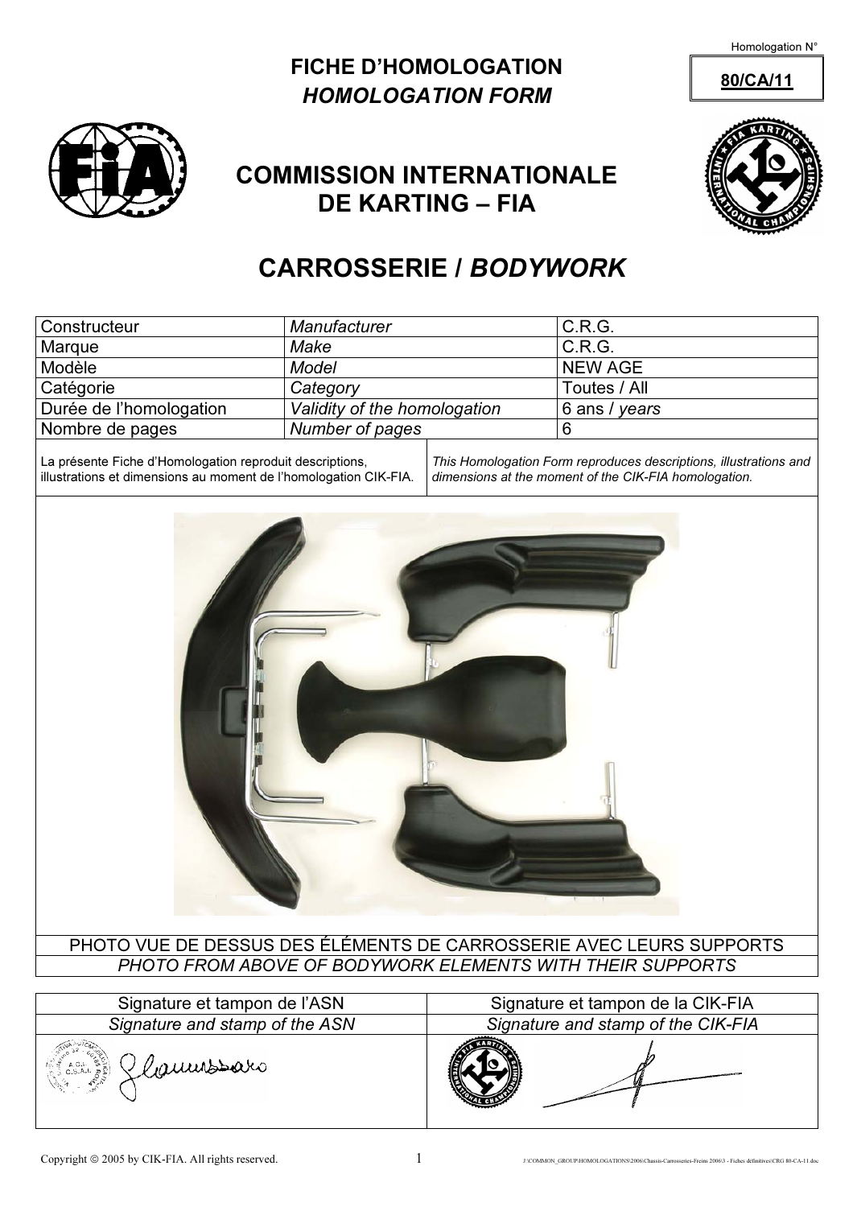Homologation N°

**80/CA/11**

# FICHE D'HOMOLOGATION
## *HOMOLOGATION FORM*

## COMMISSION INTERNATIONALE DE KARTING – FIA

# CARROSSERIE / *BODYWORK*

| Constructeur | *Manufacturer* | C.R.G. |
| --- | --- | --- |
| Marque | *Make* | C.R.G. |
| Modèle | *Model* | NEW AGE |
| Catégorie | *Category* | Toutes / All |
| Durée de l'homologation | *Validity of the homologation* | 6 ans / *years* |
| Nombre de pages | *Number of pages* | 6 |

La présente Fiche d'Homologation reproduit descriptions, illustrations et dimensions au moment de l'homologation CIK-FIA.

*This Homologation Form reproduces descriptions, illustrations and dimensions at the moment of the CIK-FIA homologation.*

PHOTO VUE DE DESSUS DES ÉLÉMENTS DE CARROSSERIE AVEC LEURS SUPPORTS

*PHOTO FROM ABOVE OF BODYWORK ELEMENTS WITH THEIR SUPPORTS*

| Signature et tampon de l'ASN<br>*Signature and stamp of the ASN* | Signature et tampon de la CIK-FIA<br>*Signature and stamp of the CIK-FIA* |
| --- | --- |
| | |

Copyright © 2005 by CIK-FIA. All rights reserved.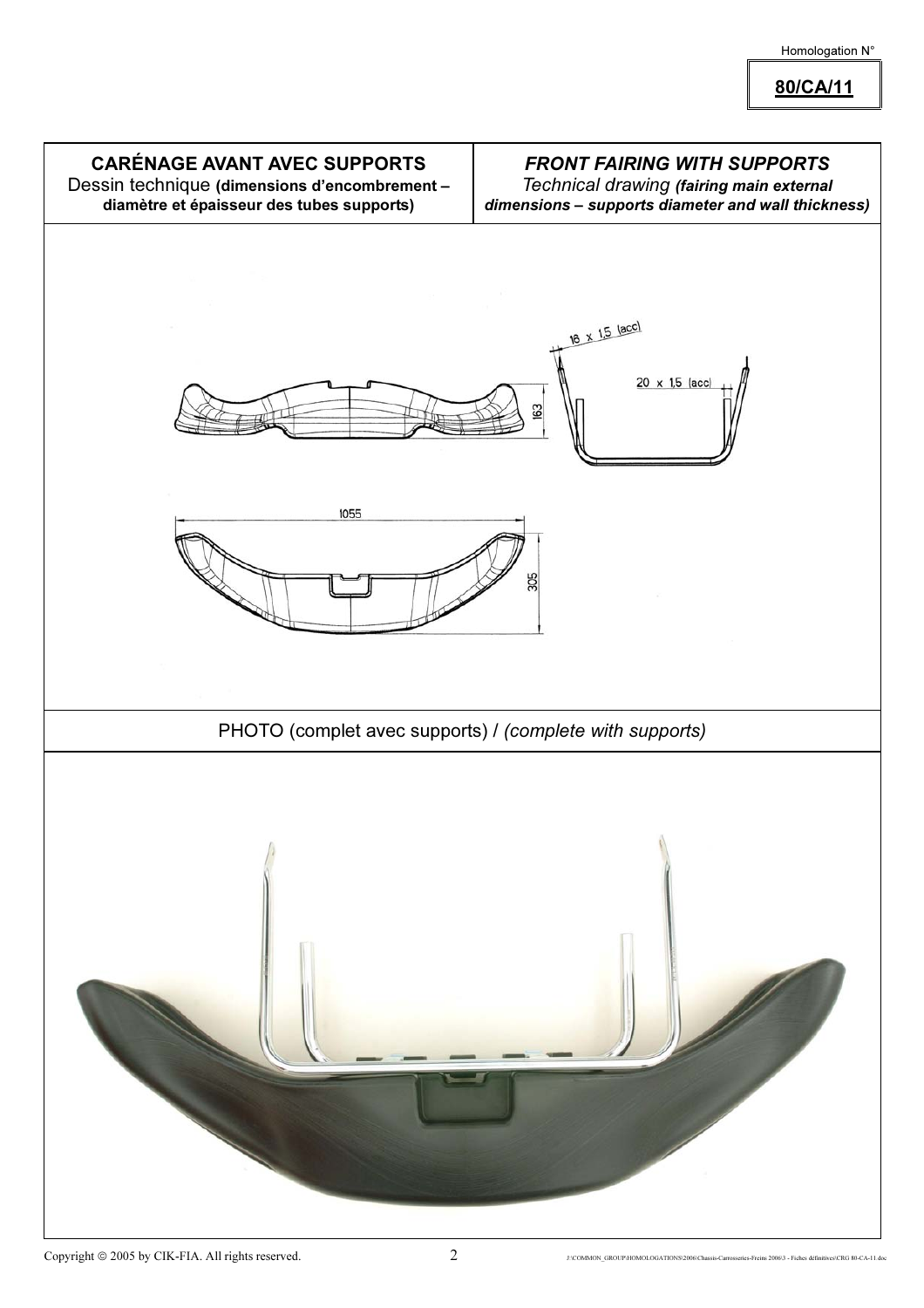Homologation N°

**80/CA/11**

| **CARÉNAGE AVANT AVEC SUPPORTS** Dessin technique **(dimensions d'encombrement – diamètre et épaisseur des tubes supports)** | ***FRONT FAIRING WITH SUPPORTS*** *Technical drawing* ***(fairing main external dimensions – supports diameter and wall thickness)*** |
|---|---|

16 x 1,5 (acc)

20 x 1,5 (acc)

163

1055

305

PHOTO (complet avec supports) / *(complete with supports)*

Copyright © 2005 by CIK-FIA. All rights reserved.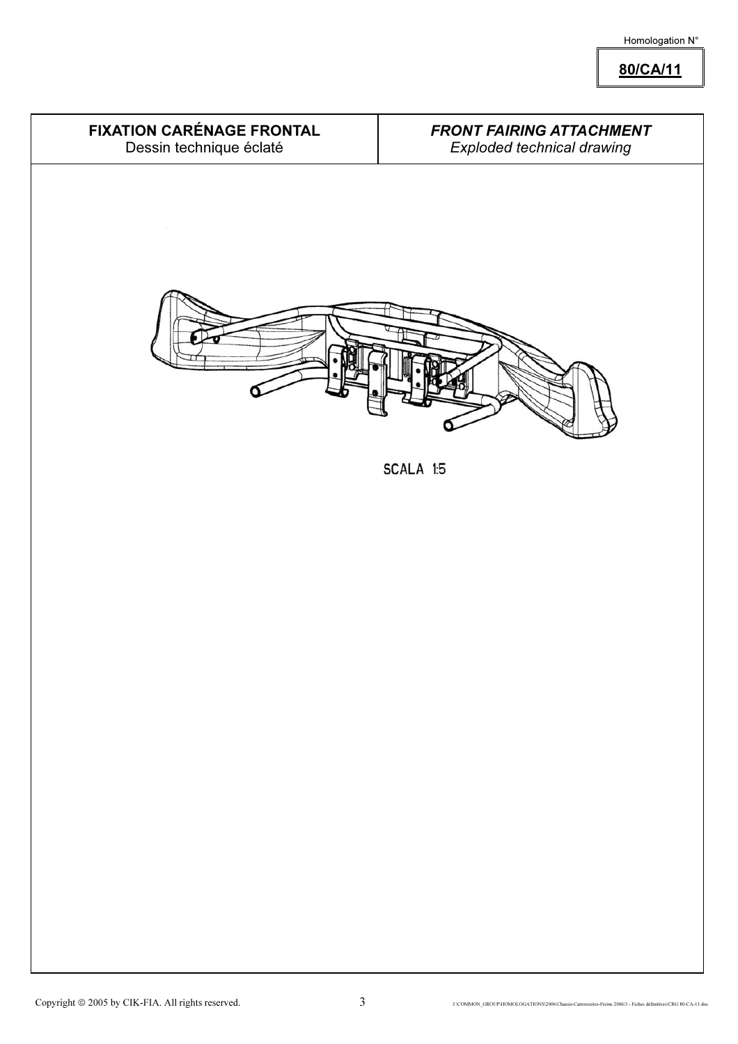Homologation N°

**80/CA/11**

| **FIXATION CARÉNAGE FRONTAL**<br>Dessin technique éclaté | ***FRONT FAIRING ATTACHMENT***<br>*Exploded technical drawing* |
| --- | --- |

SCALA 1:5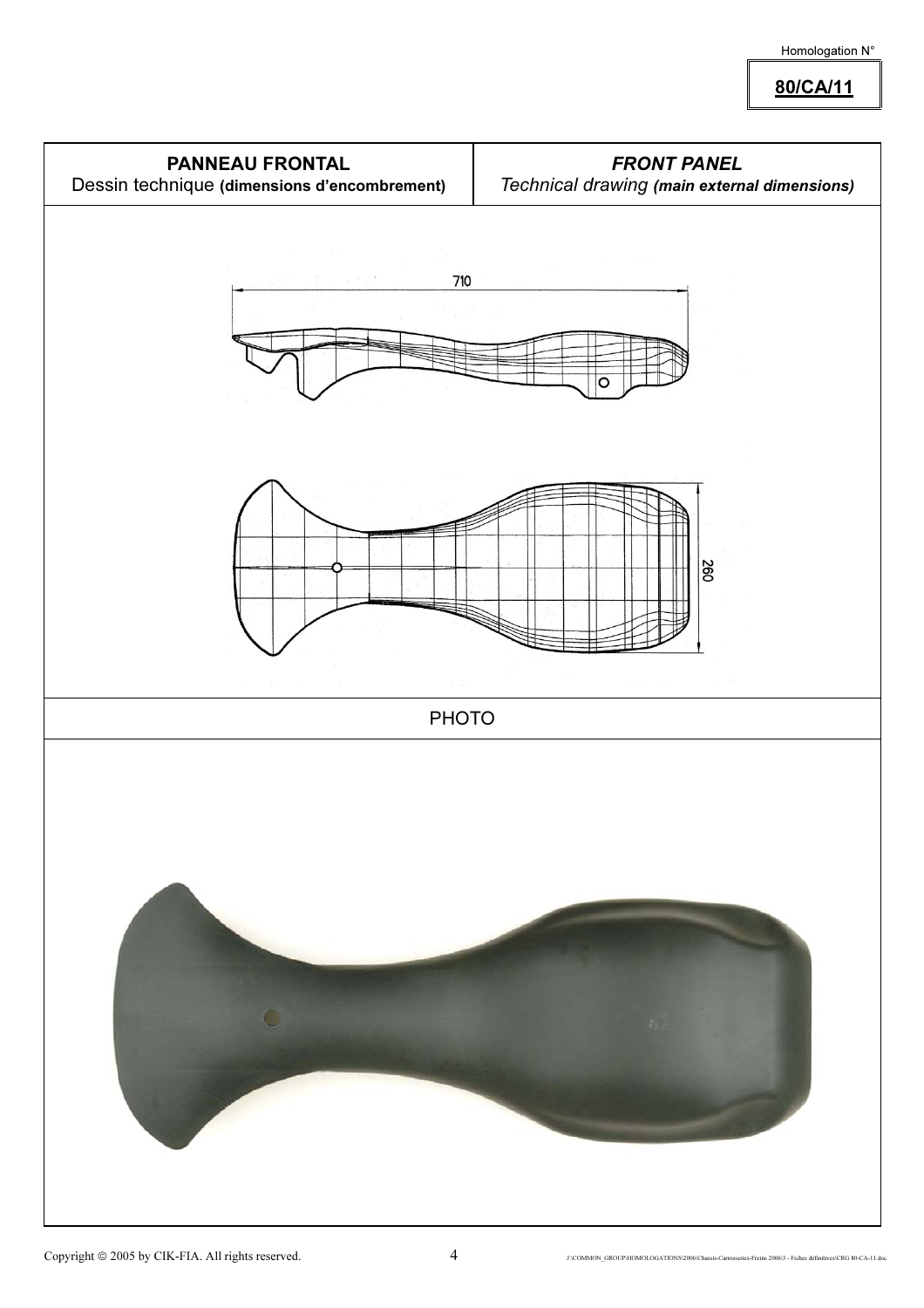Homologation N°

**80/CA/11**

| **PANNEAU FRONTAL** Dessin technique **(dimensions d'encombrement)** | ***FRONT PANEL*** *Technical drawing* ***(main external dimensions)*** |
|---|---|

710

260

PHOTO

Copyright © 2005 by CIK-FIA. All rights reserved.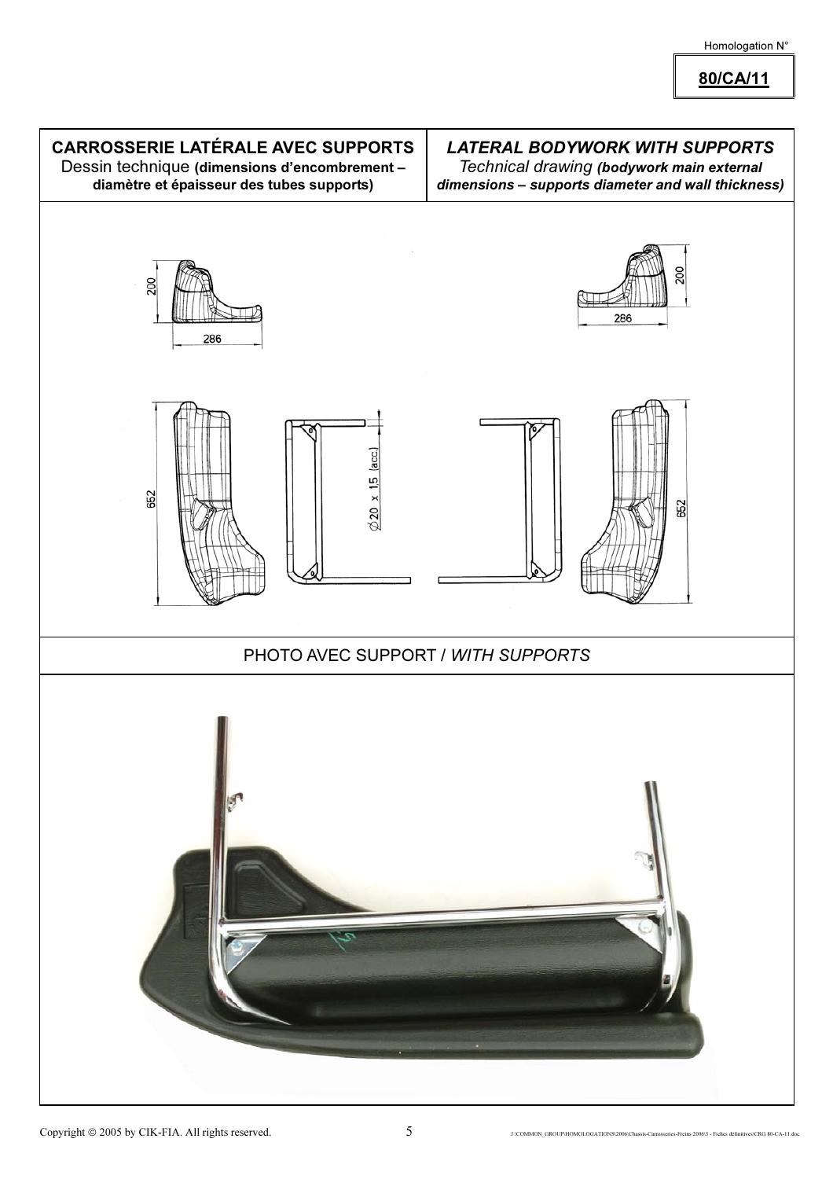| **CARROSSERIE LATÉRALE AVEC SUPPORTS**<br>Dessin technique **(dimensions d'encombrement – diamètre et épaisseur des tubes supports)** | ***LATERAL BODYWORK WITH SUPPORTS***<br>*Technical drawing **(bodywork main external dimensions – supports diameter and wall thickness)*** |
| --- | --- |

200

286

200

286

652

Ø20 x 1,5 (acc.)

652

PHOTO AVEC SUPPORT / *WITH SUPPORTS*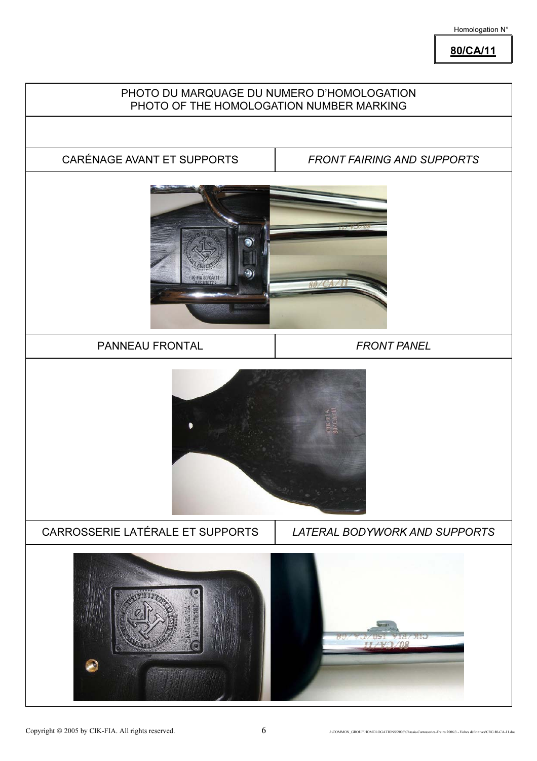Homologation N°

**80/CA/11**

| PHOTO DU MARQUAGE DU NUMERO D'HOMOLOGATION<br>PHOTO OF THE HOMOLOGATION NUMBER MARKING | |
|---|---|
| CARÉNAGE AVANT ET SUPPORTS | *FRONT FAIRING AND SUPPORTS* |
| PANNEAU FRONTAL | *FRONT PANEL* |
| CARROSSERIE LATÉRALE ET SUPPORTS | *LATERAL BODYWORK AND SUPPORTS* |

Copyright © 2005 by CIK-FIA. All rights reserved.